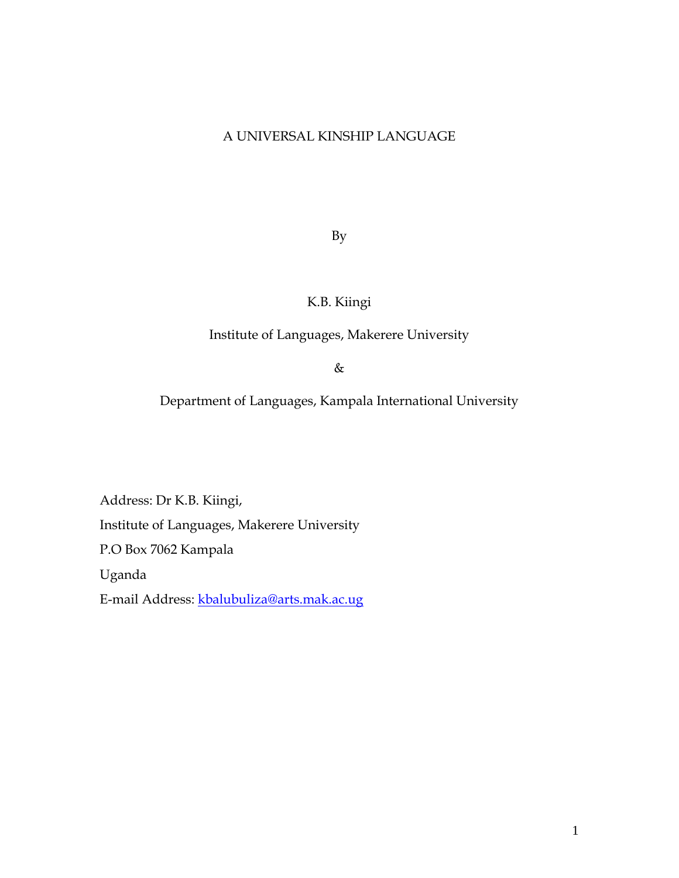# A UNIVERSAL KINSHIP LANGUAGE

By

K.B. Kiingi

Institute of Languages, Makerere University

&

Department of Languages, Kampala International University

Address: Dr K.B. Kiingi,

Institute of Languages, Makerere University

P.O Box 7062 Kampala

Uganda

E-mail Address: kbalubuliza@arts.mak.ac.ug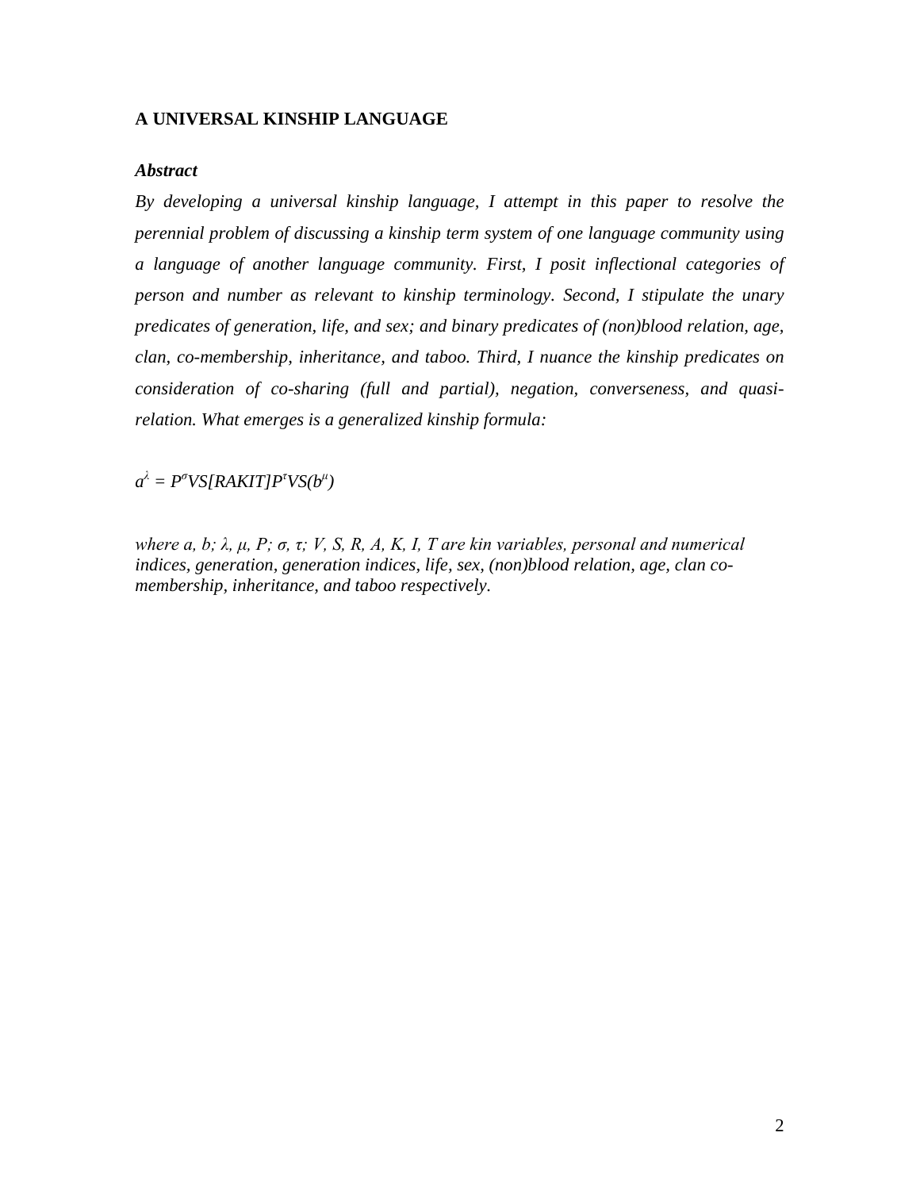## A UNIVERSAL KINSHIP LANGUAGE

### *Abstract*

*By developing a universal kinship language, I attempt in this paper to resolve the perennial problem of discussing a kinship term system of one language community using a language of another language community. First, I posit inflectional categories of person and number as relevant to kinship terminology. Second, I stipulate the unary predicates of generation, life, and sex; and binary predicates of (non)blood relation, age, clan, co-membership, inheritance, and taboo. Third, I nuance the kinship predicates on consideration of co-sharing (full and partial), negation, converseness, and quasi-relation. What emerges is a generalized kinship formula:*

$$a^{\lambda} = P^{\sigma}VS[RAKIT]P^{\tau}VS(b^{\mu})$$

*where $a$, $b$; $\lambda$, $\mu$, $P$; $\sigma$, $\tau$; $V$, $S$, $R$, $A$, $K$, $I$, $T$ are kin variables, personal and numerical indices, generation, generation indices, life, sex, (non)blood relation, age, clan co-membership, inheritance, and taboo respectively.*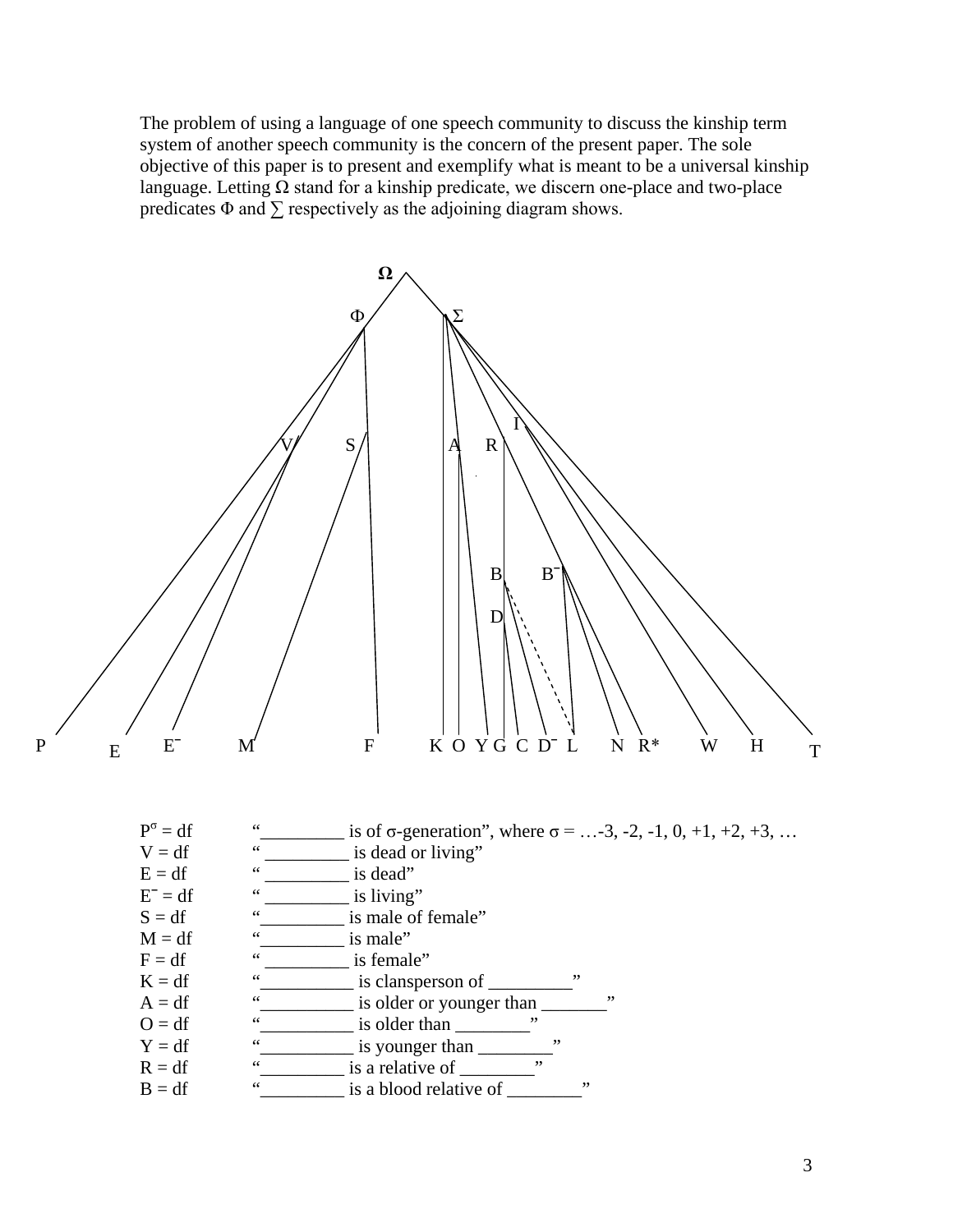The problem of using a language of one speech community to discuss the kinship term system of another speech community is the concern of the present paper. The sole objective of this paper is to present and exemplify what is meant to be a universal kinship language. Letting Ω stand for a kinship predicate, we discern one-place and two-place predicates Φ and ∑ respectively as the adjoining diagram shows.

$P^{\sigma}$ = df “_________ is of σ-generation”, where σ = …-3, -2, -1, 0, +1, +2, +3, …
V = df “ _________ is dead or living”
E = df “ _________ is dead”
$E^{-}$ = df “ _________ is living”
S = df “_________ is male of female”
M = df “_________ is male”
F = df “ _________ is female”
K = df “__________ is clansperson of _________”
A = df “__________ is older or younger than _______”
O = df “__________ is older than ________”
Y = df “__________ is younger than ________”
R = df “_________ is a relative of ________”
B = df “_________ is a blood relative of ________”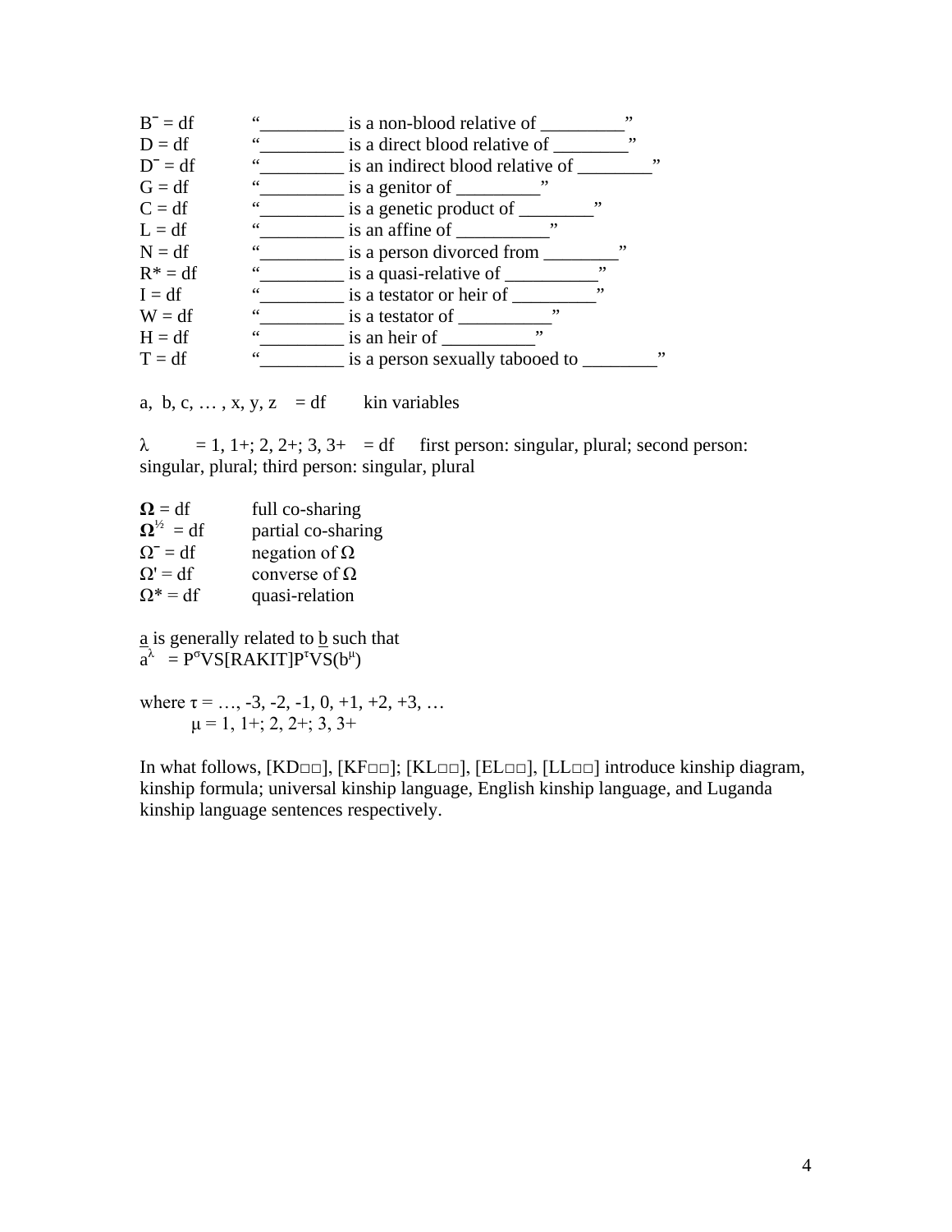$B^{-}$ = df “_________ is a non-blood relative of _________”
D = df “_________ is a direct blood relative of ________”
$D^{-}$ = df “_________ is an indirect blood relative of ________”
G = df “_________ is a genitor of _________”
C = df “_________ is a genetic product of ________”
L = df “_________ is an affine of __________”
N = df “_________ is a person divorced from ________”
R* = df “_________ is a quasi-relative of __________”
I = df “_________ is a testator or heir of _________”
W = df “_________ is a testator of __________”
H = df “_________ is an heir of __________”
T = df “_________ is a person sexually tabooed to ________”

a, b, c, … , x, y, z = df kin variables

$\lambda$ = 1, 1+; 2, 2+; 3, 3+ = df first person: singular, plural; second person: singular, plural; third person: singular, plural

$\mathbf{\Omega}$ = df full co-sharing
$\mathbf{\Omega}^{½}$ = df partial co-sharing
$\Omega^{-}$ = df negation of $\Omega$
$\Omega'$ = df converse of $\Omega$
$\Omega$* = df quasi-relation

a is generally related to b such that
$a^{\lambda} = P^{\sigma}VS[RAKIT]P^{\tau}VS(b^{\mu})$

where $\tau$ = …, -3, -2, -1, 0, +1, +2, +3, …
$\mu$ = 1, 1+; 2, 2+; 3, 3+

In what follows, [KD□□], [KF□□]; [KL□□], [EL□□], [LL□□] introduce kinship diagram, kinship formula; universal kinship language, English kinship language, and Luganda kinship language sentences respectively.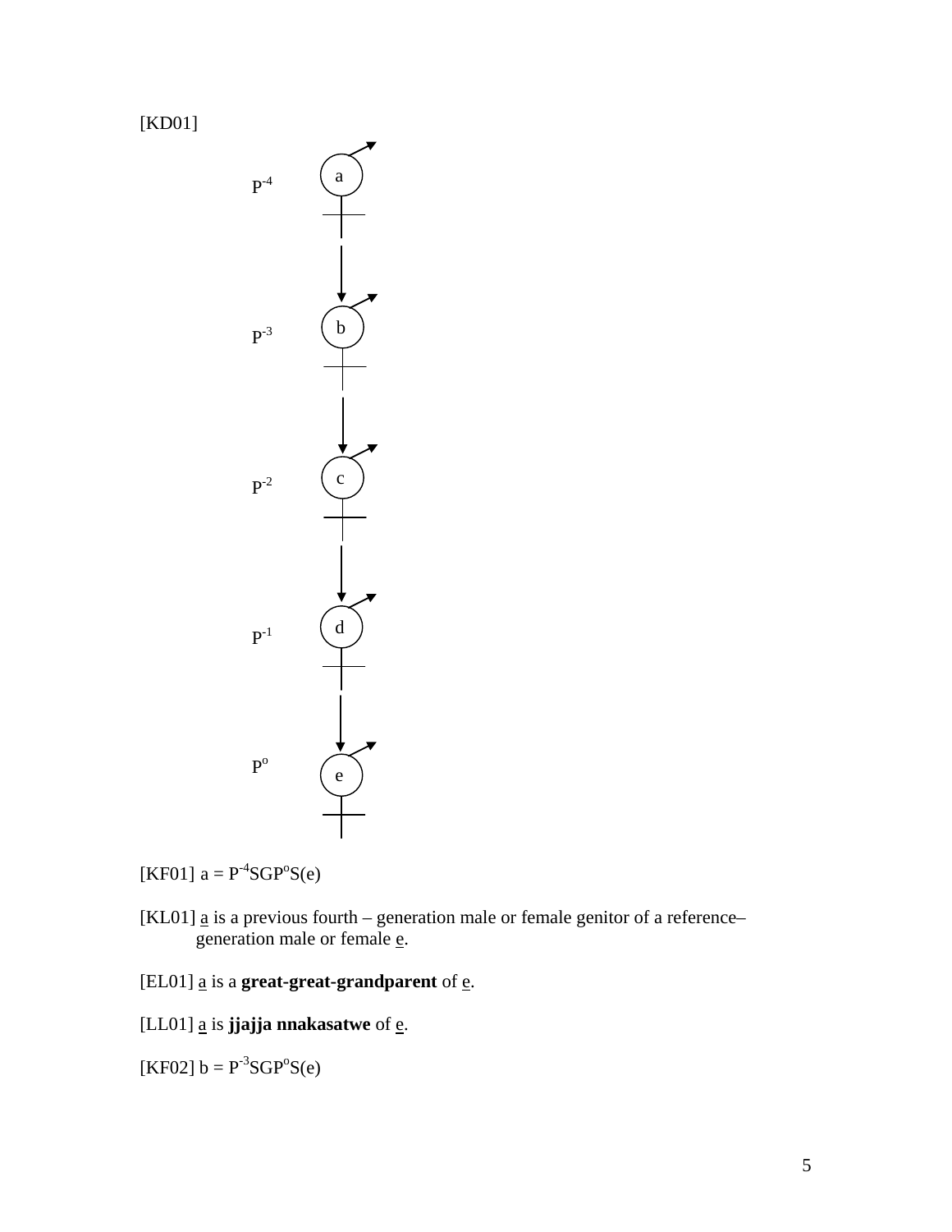[KD01]

$P^{-4}$ a

$P^{-3}$ b

$P^{-2}$ c

$P^{-1}$ d

$P^{o}$ e

[KF01] $a = P^{-4}SGP^{o}S(e)$

[KL01] a is a previous fourth – generation male or female genitor of a reference–generation male or female e.

[EL01] a is a **great-great-grandparent** of e.

[LL01] a is **jjajja nnakasatwe** of e.

[KF02] $b = P^{-3}SGP^{o}S(e)$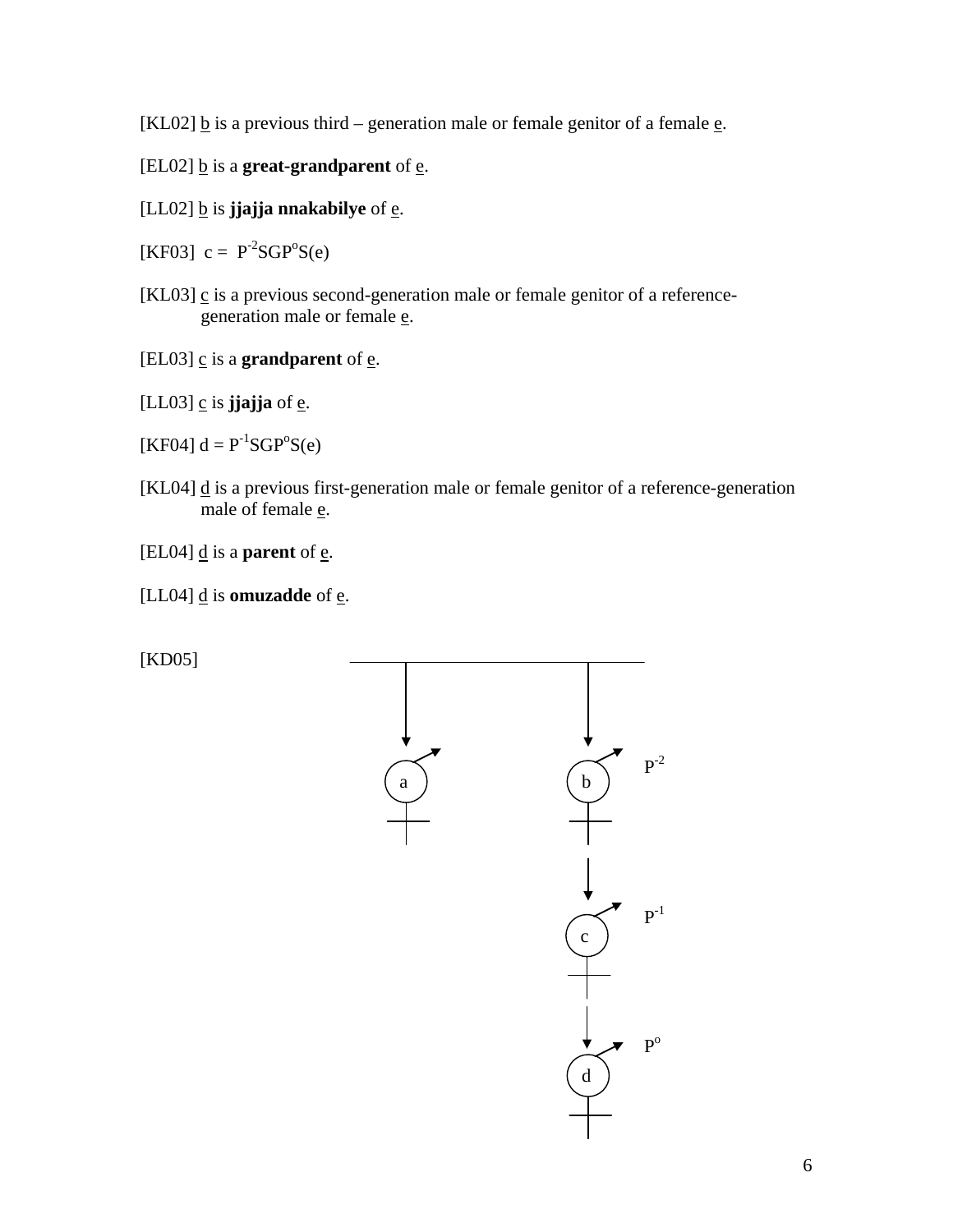[KL02] b is a previous third – generation male or female genitor of a female e.

[EL02] b is a **great-grandparent** of e.

[LL02] b is **jjajja nnakabilye** of e.

[KF03] c = $P^{-2}SGP^{o}S(e)$

[KL03] c is a previous second-generation male or female genitor of a reference-generation male or female e.

[EL03] c is a **grandparent** of e.

[LL03] c is **jjajja** of e.

[KF04] d = $P^{-1}SGP^{o}S(e)$

[KL04] d is a previous first-generation male or female genitor of a reference-generation male of female e.

[EL04] d is a **parent** of e.

[LL04] d is **omuzadde** of e.

[KD05]

a, b — $P^{-2}$

c — $P^{-1}$

d — $P^{o}$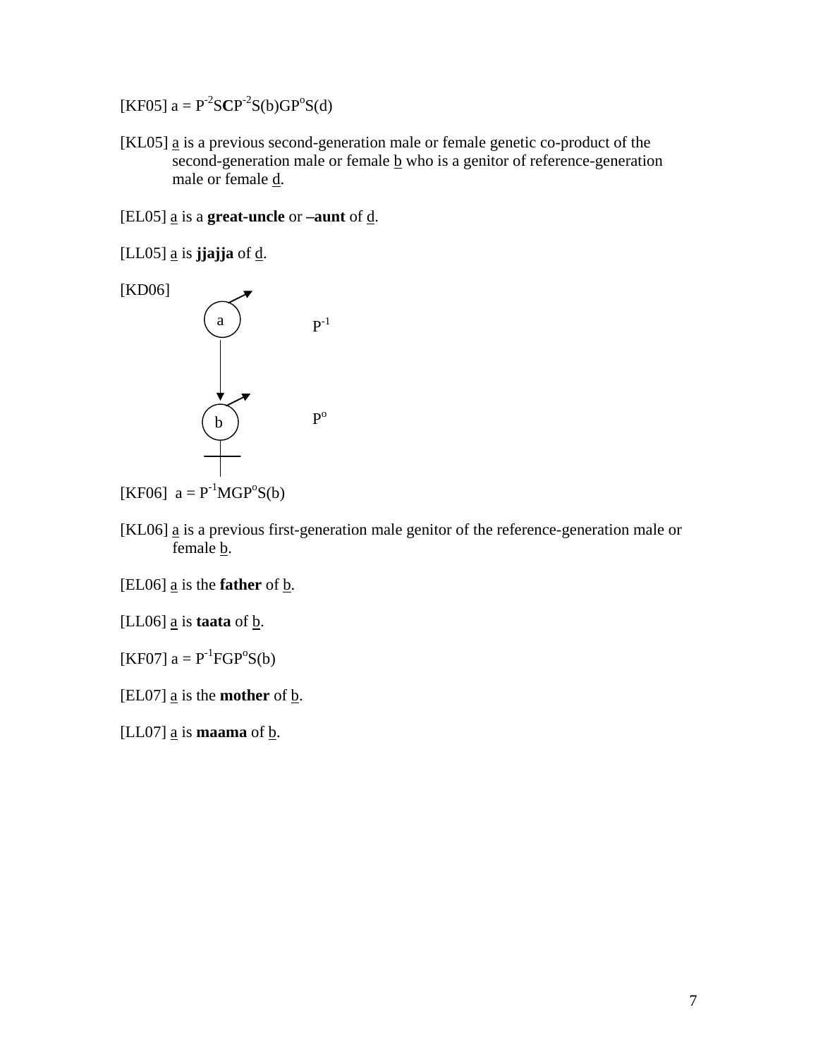[KF05] a = $P^{-2}S\mathbf{C}P^{-2}S(b)GP^{o}S(d)$

[KL05] a is a previous second-generation male or female genetic co-product of the second-generation male or female b who is a genitor of reference-generation male or female d.

[EL05] a is a **great-uncle** or **–aunt** of d.

[LL05] a is **jjajja** of d.

[KD06]

a $P^{-1}$

b $P^{o}$

[KF06] a = $P^{-1}MGP^{o}S(b)$

[KL06] a is a previous first-generation male genitor of the reference-generation male or female b.

[EL06] a is the **father** of b.

[LL06] a is **taata** of b.

[KF07] a = $P^{-1}FGP^{o}S(b)$

[EL07] a is the **mother** of b.

[LL07] a is **maama** of b.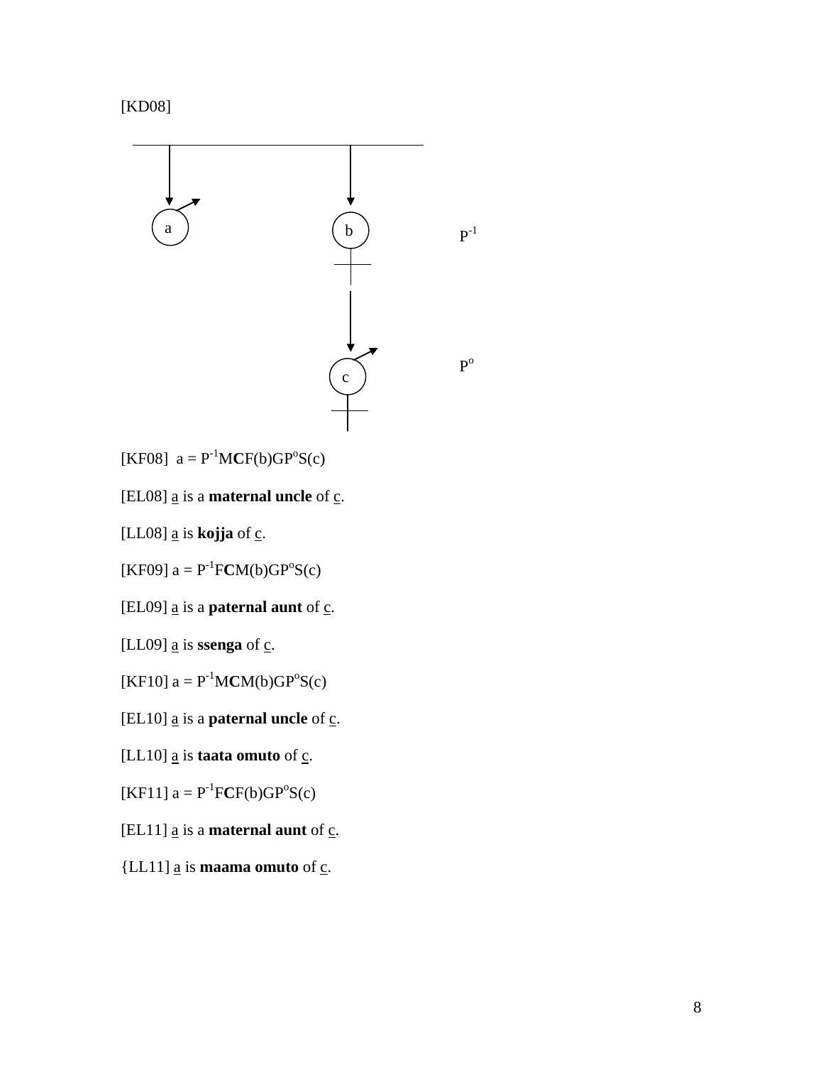[KD08]

a &nbsp;&nbsp;&nbsp;&nbsp;&nbsp;&nbsp;&nbsp;&nbsp;&nbsp;&nbsp; b &nbsp;&nbsp;&nbsp;&nbsp;&nbsp;&nbsp;&nbsp;&nbsp;&nbsp;&nbsp; $P^{-1}$

c &nbsp;&nbsp;&nbsp;&nbsp;&nbsp;&nbsp;&nbsp;&nbsp;&nbsp;&nbsp; $P^{o}$

[KF08] a = $P^{-1}$M**C**F(b)G$P^{o}$S(c)

[EL08] <u>a</u> is a **maternal uncle** of <u>c</u>.

[LL08] <u>a</u> is **kojja** of <u>c</u>.

[KF09] a = $P^{-1}$F**C**M(b)G$P^{o}$S(c)

[EL09] <u>a</u> is a **paternal aunt** of <u>c</u>.

[LL09] <u>a</u> is **ssenga** of <u>c</u>.

[KF10] a = $P^{-1}$M**C**M(b)G$P^{o}$S(c)

[EL10] <u>a</u> is a **paternal uncle** of <u>c</u>.

[LL10] <u>a</u> is **taata omuto** of <u>c</u>.

[KF11] a = $P^{-1}$F**C**F(b)G$P^{o}$S(c)

[EL11] <u>a</u> is a **maternal aunt** of <u>c</u>.

{LL11] <u>a</u> is **maama omuto** of <u>c</u>.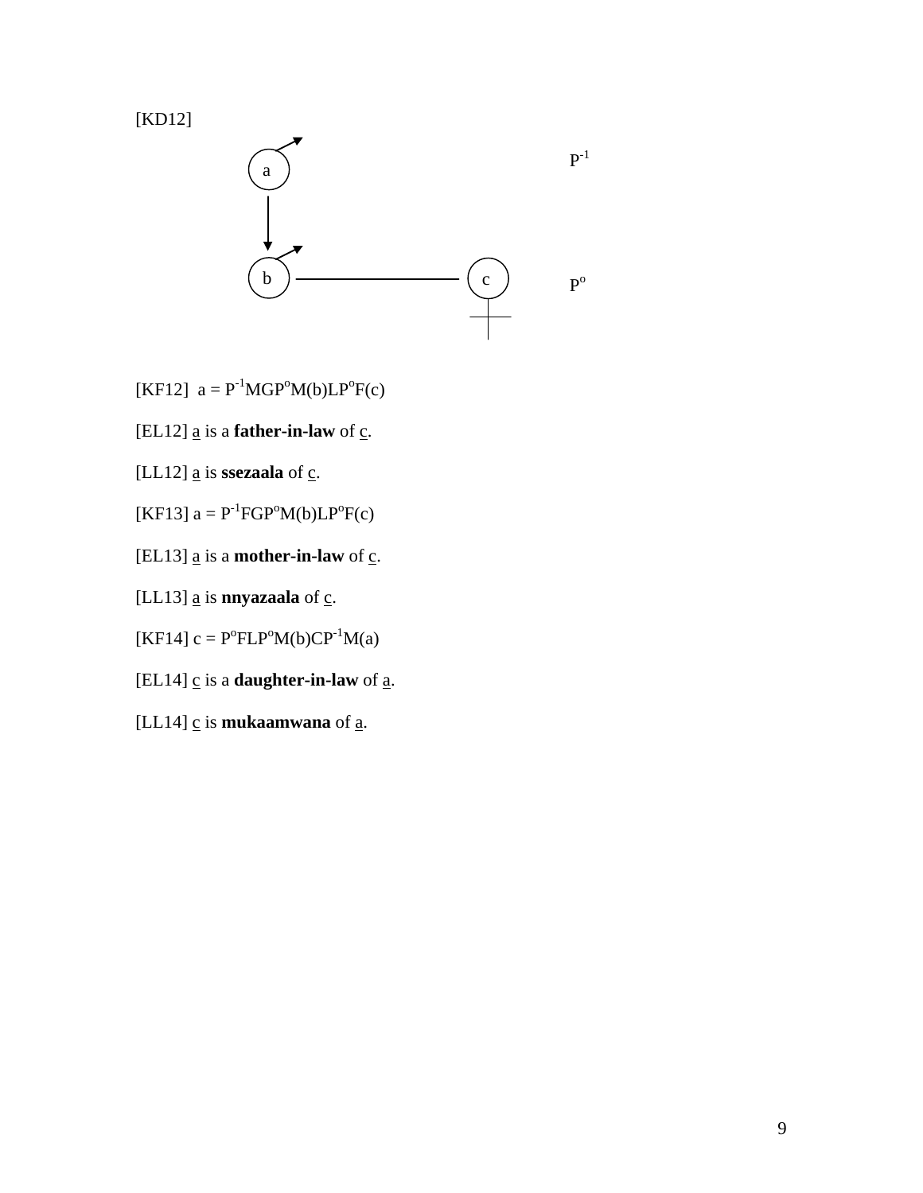[KD12]

a &nbsp;&nbsp;&nbsp;&nbsp;&nbsp;&nbsp;&nbsp;&nbsp;&nbsp;&nbsp;&nbsp;&nbsp;&nbsp;&nbsp;&nbsp;&nbsp;&nbsp;&nbsp;&nbsp;&nbsp;&nbsp;&nbsp;&nbsp;&nbsp;&nbsp;&nbsp;&nbsp;&nbsp; $P^{-1}$

b ———————— c &nbsp;&nbsp;&nbsp;&nbsp;&nbsp;&nbsp;&nbsp; $P^{o}$

[KF12] a = $P^{-1}MGP^{o}M(b)LP^{o}F(c)$

[EL12] a is a **father-in-law** of c.

[LL12] a is **ssezaala** of c.

[KF13] a = $P^{-1}FGP^{o}M(b)LP^{o}F(c)$

[EL13] a is a **mother-in-law** of c.

[LL13] a is **nnyazaala** of c.

[KF14] c = $P^{o}FLP^{o}M(b)CP^{-1}M(a)$

[EL14] c is a **daughter-in-law** of a.

[LL14] c is **mukaamwana** of a.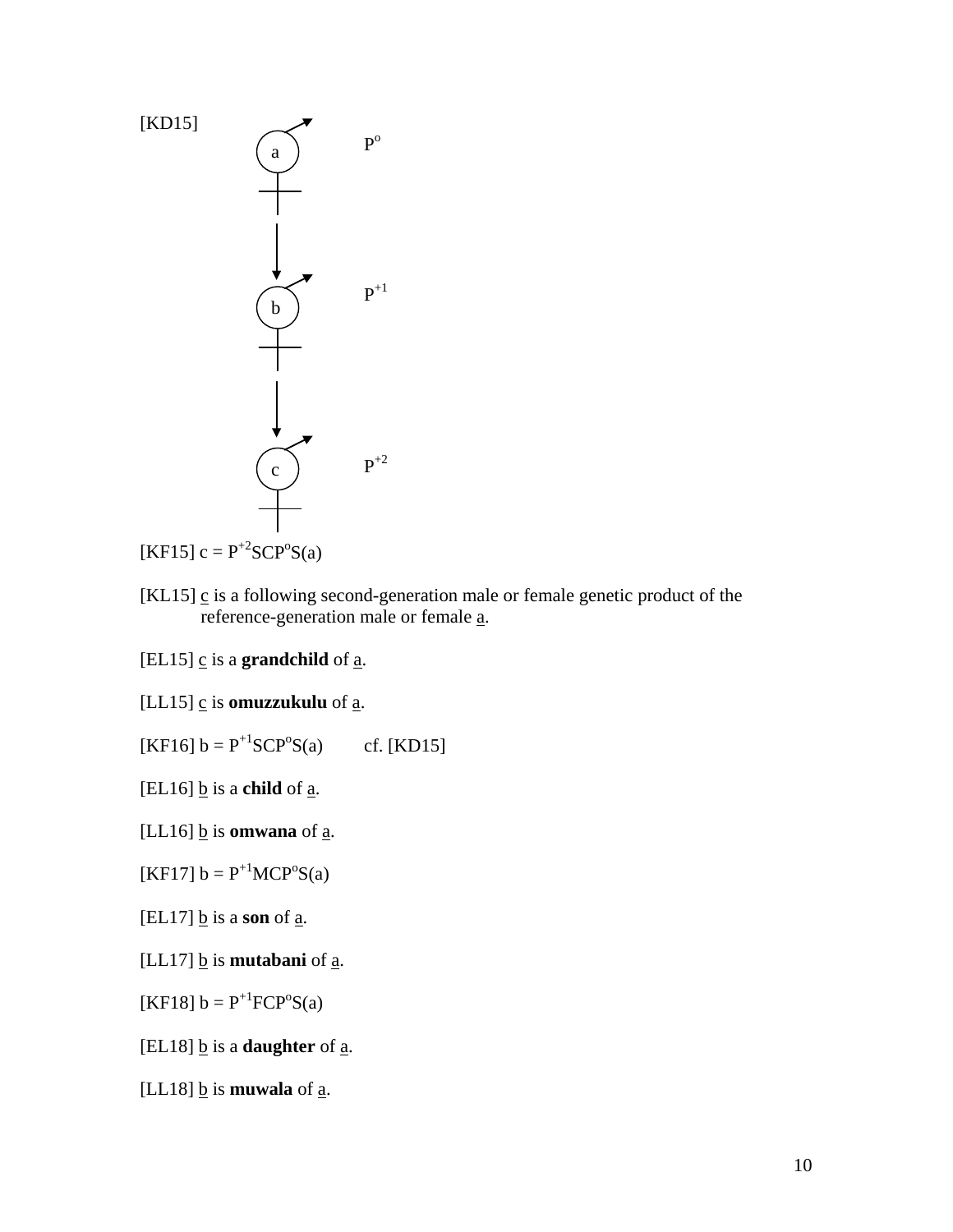[KD15]

a — $P^{o}$

↓

b — $P^{+1}$

↓

c — $P^{+2}$

[KF15] c = $P^{+2}SCP^{o}S$(a)

[KL15] c is a following second-generation male or female genetic product of the reference-generation male or female a.

[EL15] c is a **grandchild** of a.

[LL15] c is **omuzzukulu** of a.

[KF16] b = $P^{+1}SCP^{o}S$(a) cf. [KD15]

[EL16] b is a **child** of a.

[LL16] b is **omwana** of a.

[KF17] b = $P^{+1}MCP^{o}S$(a)

[EL17] b is a **son** of a.

[LL17] b is **mutabani** of a.

[KF18] b = $P^{+1}FCP^{o}S$(a)

[EL18] b is a **daughter** of a.

[LL18] b is **muwala** of a.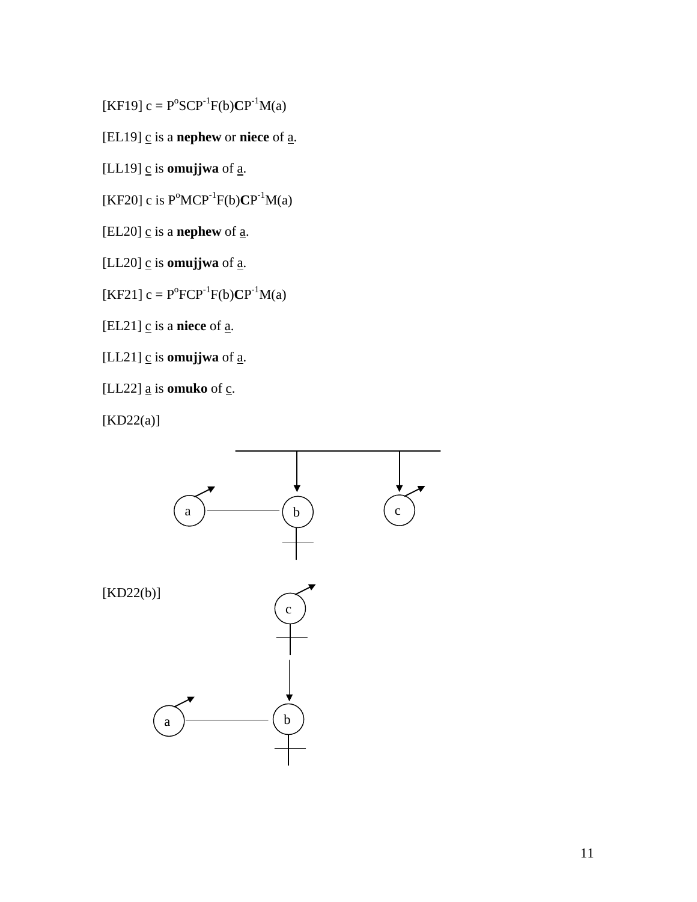[KF19] c = $P^{o}SCP^{-1}F(b)\mathbf{C}P^{-1}M(a)$

[EL19] <u>c</u> is a **nephew** or **niece** of <u>a</u>.

[LL19] <u>c</u> is **omujjwa** of <u>a</u>.

[KF20] c is $P^{o}MCP^{-1}F(b)\mathbf{C}P^{-1}M(a)$

[EL20] <u>c</u> is a **nephew** of <u>a</u>.

[LL20] <u>c</u> is **omujjwa** of <u>a</u>.

[KF21] c = $P^{o}FCP^{-1}F(b)\mathbf{C}P^{-1}M(a)$

[EL21] <u>c</u> is a **niece** of <u>a</u>.

[LL21] <u>c</u> is **omujjwa** of <u>a</u>.

[LL22] <u>a</u> is **omuko** of <u>c</u>.

[KD22(a)]

[KD22(b)]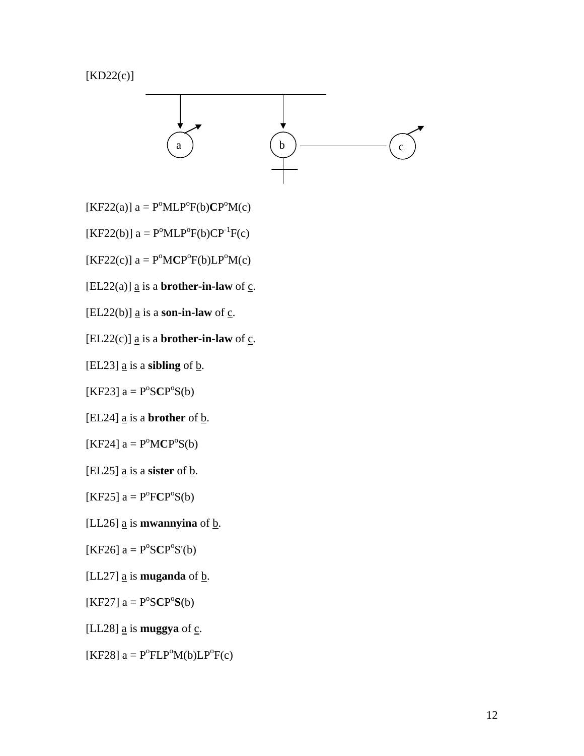[KD22(c)]

[KF22(a)] a = $P^{o}MLP^{o}F(b)\mathbf{C}P^{o}M(c)$

[KF22(b)] a = $P^{o}MLP^{o}F(b)CP^{-1}F(c)$

[KF22(c)] a = $P^{o}M\mathbf{C}P^{o}F(b)LP^{o}M(c)$

[EL22(a)] a is a **brother-in-law** of c.

[EL22(b)] a is a **son-in-law** of c.

[EL22(c)] a is a **brother-in-law** of c.

[EL23] a is a **sibling** of b.

[KF23] a = $P^{o}S\mathbf{C}P^{o}S(b)$

[EL24] a is a **brother** of b.

[KF24] a = $P^{o}M\mathbf{C}P^{o}S(b)$

[EL25] a is a **sister** of b.

[KF25] a = $P^{o}F\mathbf{C}P^{o}S(b)$

[LL26] a is **mwannyina** of b.

[KF26] a = $P^{o}S\mathbf{C}P^{o}S'(b)$

[LL27] a is **muganda** of b.

[KF27] a = $P^{o}S\mathbf{C}P^{o}\mathbf{S}(b)$

[LL28] a is **muggya** of c.

[KF28] a = $P^{o}FLP^{o}M(b)LP^{o}F(c)$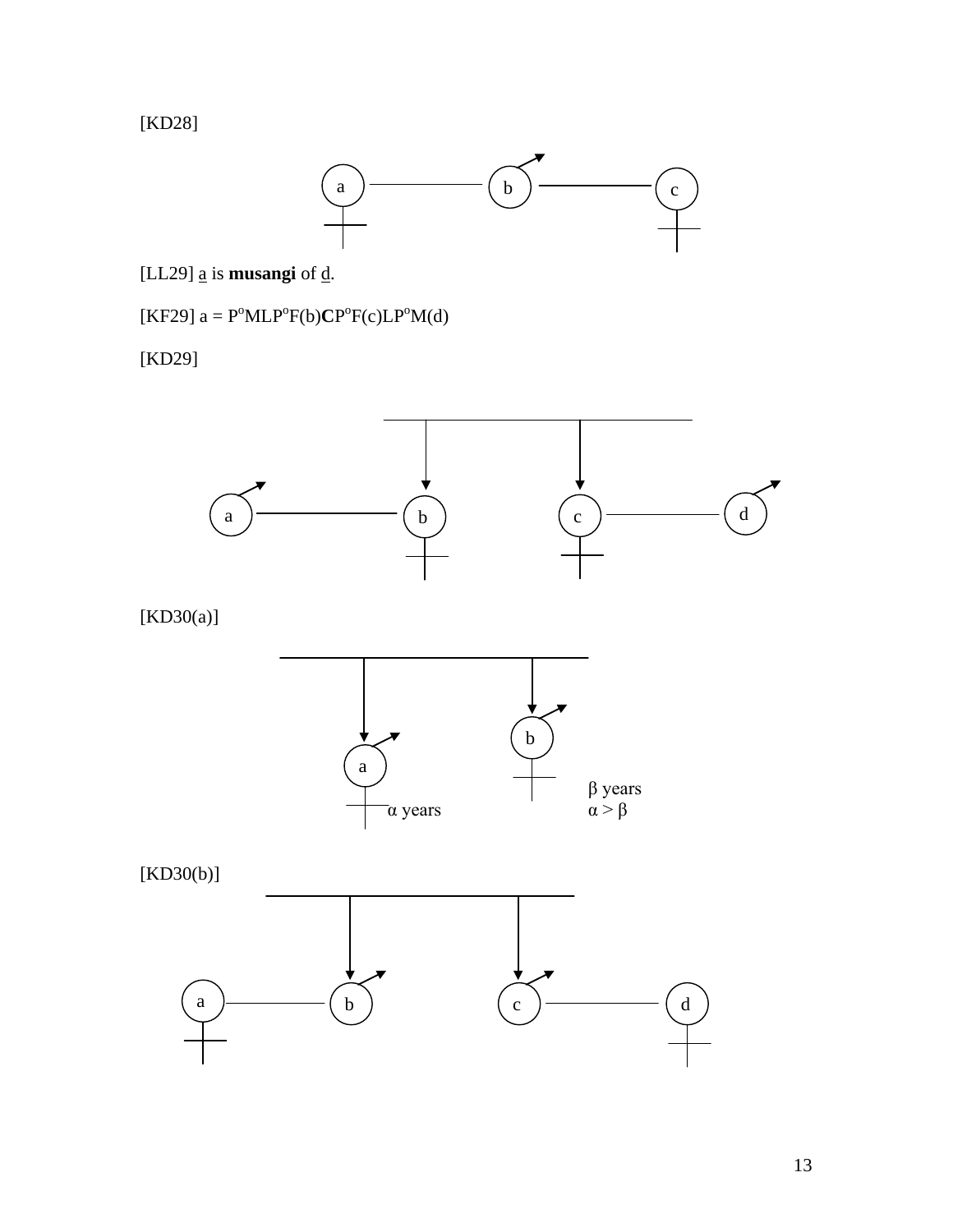[KD28]

[LL29] <u>a</u> is **musangi** of <u>d</u>.

[KF29] a = P$^{o}$MLP$^{o}$F(b)**C**P$^{o}$F(c)LP$^{o}$M(d)

[KD29]

[KD30(a)]

α years

β years
α > β

[KD30(b)]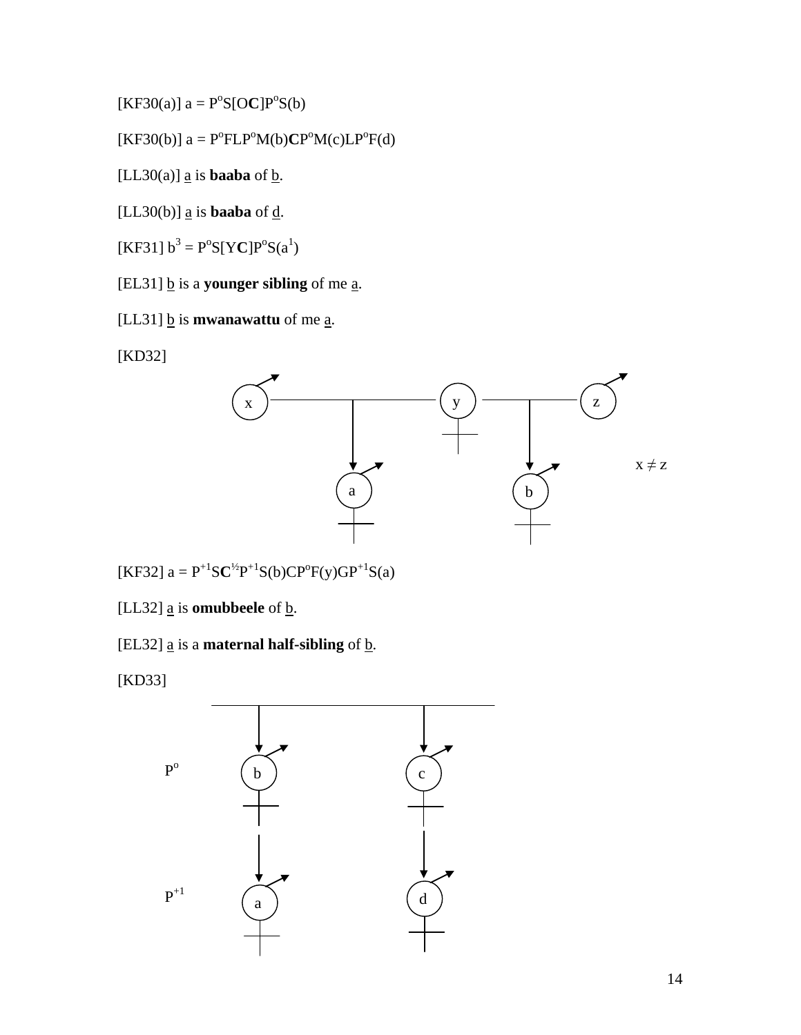[KF30(a)] a = $P^{o}S[O\mathbf{C}]P^{o}S(b)$

[KF30(b)] a = $P^{o}FLP^{o}M(b)\mathbf{C}P^{o}M(c)LP^{o}F(d)$

[LL30(a)] <u>a</u> is **baaba** of <u>b</u>.

[LL30(b)] <u>a</u> is **baaba** of <u>d</u>.

[KF31] $b^{3} = P^{o}S[Y\mathbf{C}]P^{o}S(a^{1})$

[EL31] <u>b</u> is a **younger sibling** of me <u>a</u>.

[LL31] <u>b</u> is **mwanawattu** of me <u>a</u>.

[KD32]

x ≠ z

[KF32] a = $P^{+1}S\mathbf{C}^{½}P^{+1}S(b)CP^{o}F(y)GP^{+1}S(a)$

[LL32] <u>a</u> is **omubbeele** of <u>b</u>.

[EL32] <u>a</u> is a **maternal half-sibling** of <u>b</u>.

[KD33]

$P^{o}$

$P^{+1}$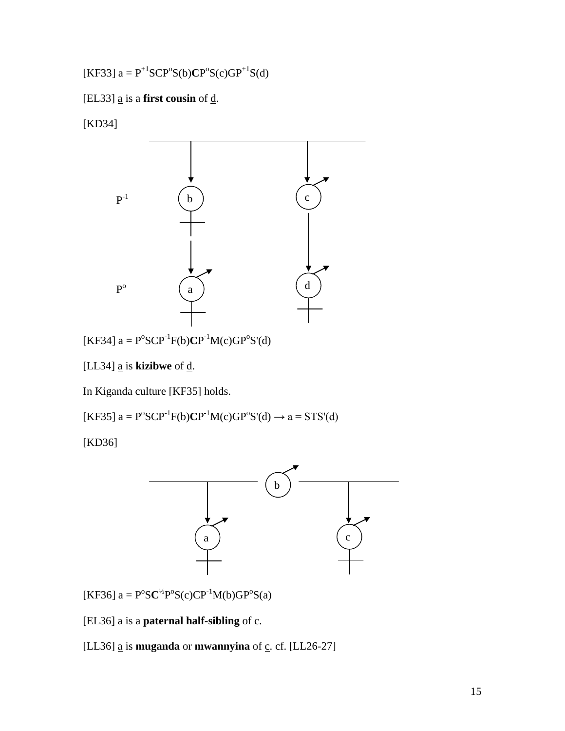[KF33] a = $P^{+1}SCP^{o}S(b)\mathbf{C}P^{o}S(c)GP^{+1}S(d)$

[EL33] a is a **first cousin** of d.

[KD34]

$P^{-1}$

$P^{o}$

[KF34] a = $P^{o}SCP^{-1}F(b)\mathbf{C}P^{-1}M(c)GP^{o}S'(d)$

[LL34] a is **kizibwe** of d.

In Kiganda culture [KF35] holds.

[KF35] a = $P^{o}SCP^{-1}F(b)\mathbf{C}P^{-1}M(c)GP^{o}S'(d) \rightarrow a = STS'(d)$

[KD36]

[KF36] a = $P^{o}S\mathbf{C}^{½}P^{o}S(c)CP^{-1}M(b)GP^{o}S(a)$

[EL36] a is a **paternal half-sibling** of c.

[LL36] a is **muganda** or **mwannyina** of c. cf. [LL26-27]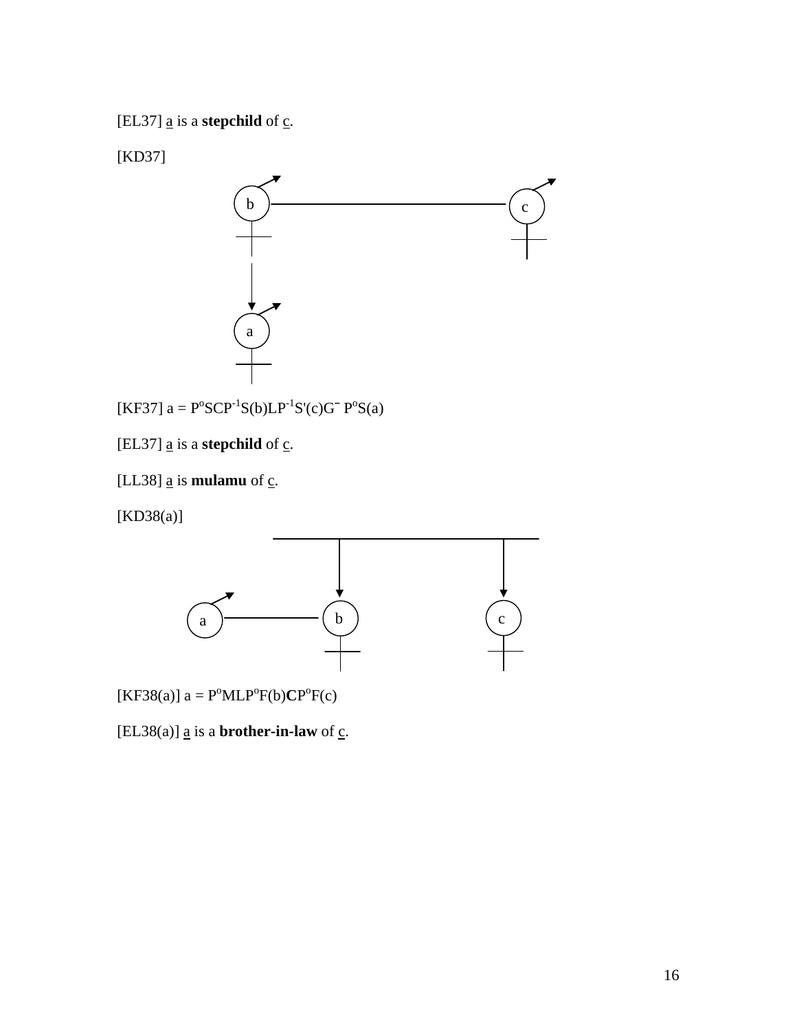[EL37] a is a **stepchild** of c.

[KD37]

[KF37] a = $P^oSCP^{-1}S(b)LP^{-1}S'(c)G^{-}$ $P^oS(a)$

[EL37] a is a **stepchild** of c.

[LL38] a is **mulamu** of c.

[KD38(a)]

[KF38(a)] a = $P^oMLP^oF(b)$**C**$P^oF(c)$

[EL38(a)] a is a **brother-in-law** of c.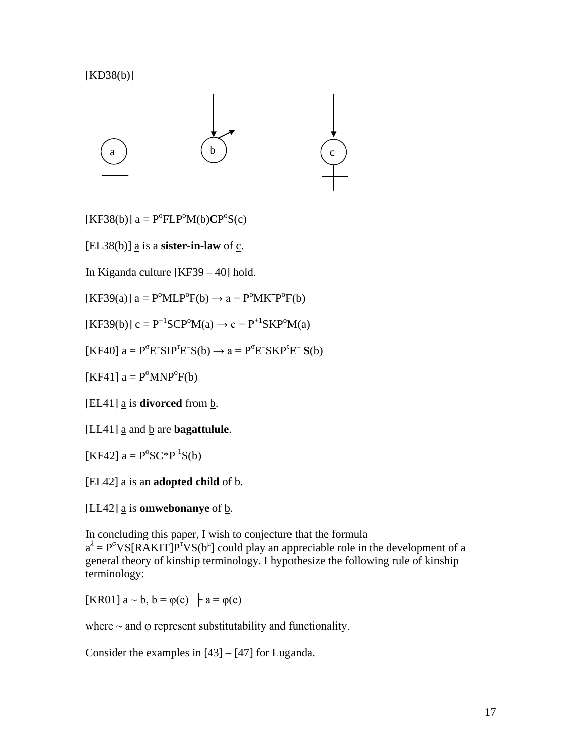[KD38(b)]

[KF38(b)] a = $P^{o}FLP^{o}M(b)$**C**$P^{o}S(c)$

[EL38(b)] a is a **sister-in-law** of c.

In Kiganda culture [KF39 – 40] hold.

[KF39(a)] a = $P^{o}MLP^{o}F(b) \rightarrow a = P^{o}MK^{-}P^{o}F(b)$

[KF39(b)] c = $P^{+1}SCP^{o}M(a) \rightarrow c = P^{+1}SKP^{o}M(a)$

[KF40] a = $P^{\sigma}E^{-}SIP^{\tau}E^{-}S(b) \rightarrow a = P^{\sigma}E^{-}SKP^{\tau}E^{-}$ **S**(b)

[KF41] a = $P^{o}MNP^{o}F(b)$

[EL41] a is **divorced** from b.

[LL41] a and b are **bagattulule**.

[KF42] a = $P^{o}SC{*}P^{-1}S(b)$

[EL42] a is an **adopted child** of b.

[LL42] a is **omwebonanye** of b.

In concluding this paper, I wish to conjecture that the formula $a^{\lambda} = P^{\sigma}VS[RAKIT]P^{\tau}VS(b^{\mu})$ could play an appreciable role in the development of a general theory of kinship terminology. I hypothesize the following rule of kinship terminology:

[KR01] $a \sim b,\ b = \varphi(c) \ \vdash a = \varphi(c)$

where ~ and φ represent substitutability and functionality.

Consider the examples in [43] – [47] for Luganda.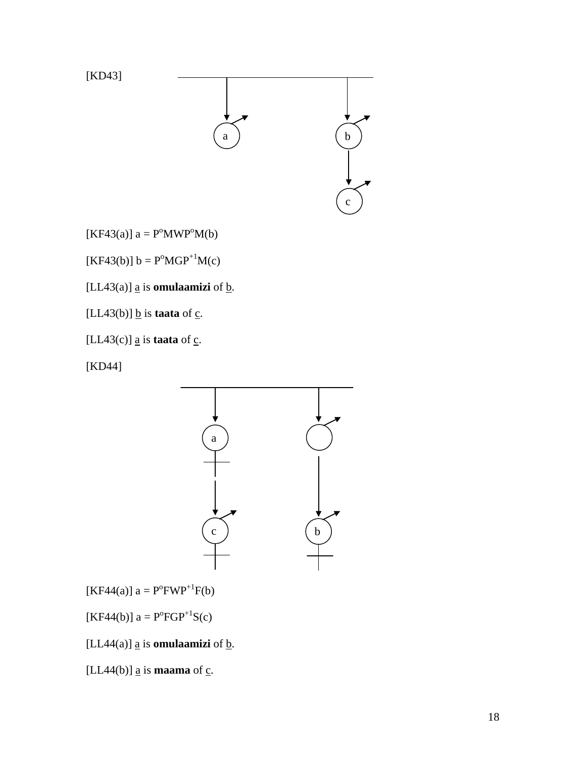[KD43]

[KF43(a)] a = $P^{o}MWP^{o}M$(b)

[KF43(b)] b = $P^{o}MGP^{+1}M$(c)

[LL43(a)] <u>a</u> is **omulaamizi** of <u>b</u>.

[LL43(b)] <u>b</u> is **taata** of <u>c</u>.

[LL43(c)] <u>a</u> is **taata** of <u>c</u>.

[KD44]

[KF44(a)] a = $P^{o}FWP^{+1}F$(b)

[KF44(b)] a = $P^{o}FGP^{+1}S$(c)

[LL44(a)] <u>a</u> is **omulaamizi** of <u>b</u>.

[LL44(b)] <u>a</u> is **maama** of <u>c</u>.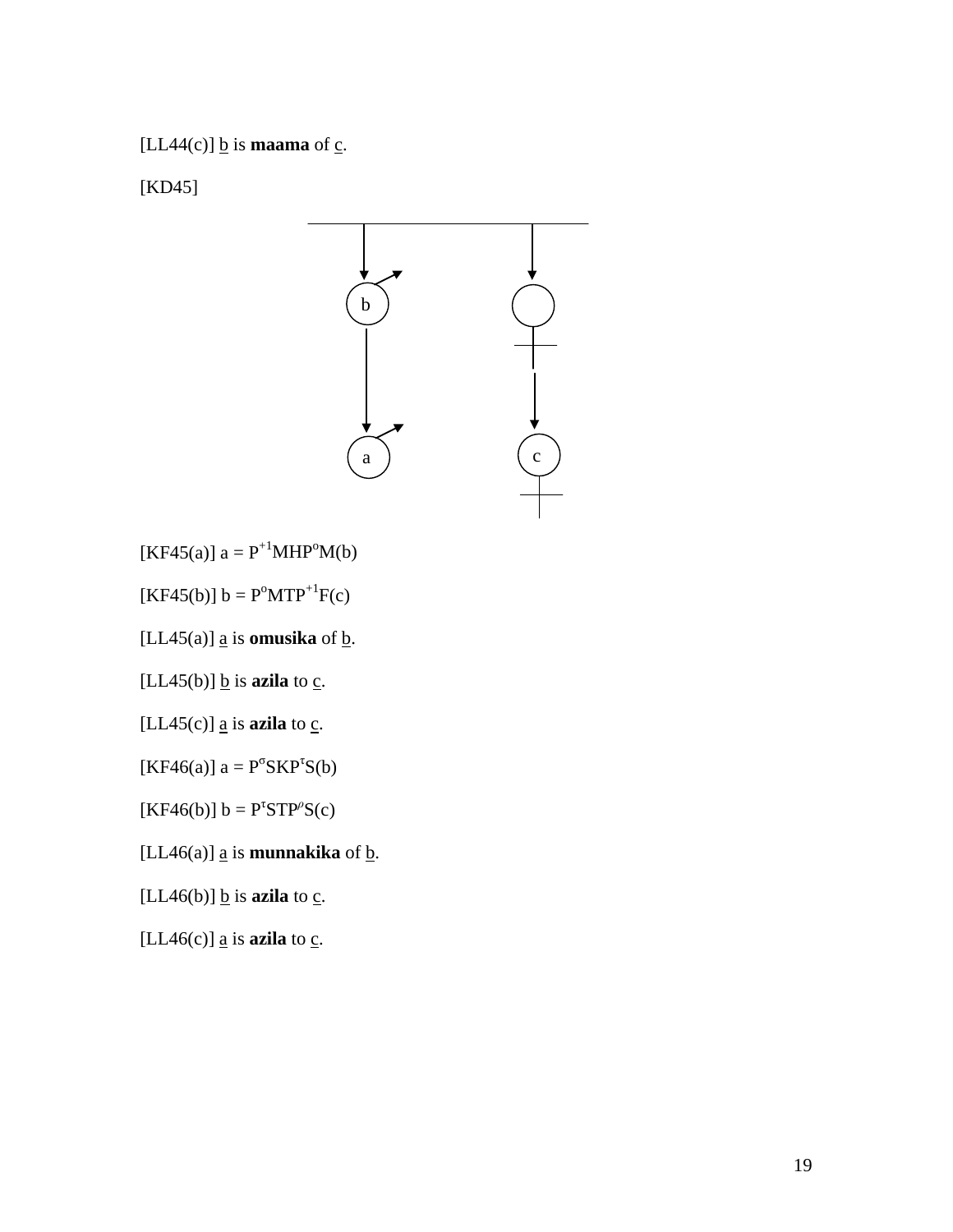[LL44(c)] b is **maama** of c.

[KD45]

[KF45(a)] a = $P^{+1}MHP^{o}M(b)$

[KF45(b)] b = $P^{o}MTP^{+1}F(c)$

[LL45(a)] a is **omusika** of b.

[LL45(b)] b is **azila** to c.

[LL45(c)] a is **azila** to c.

[KF46(a)] a = $P^{\sigma}SKP^{\tau}S(b)$

[KF46(b)] b = $P^{\tau}STP^{\rho}S(c)$

[LL46(a)] a is **munnakika** of b.

[LL46(b)] b is **azila** to c.

[LL46(c)] a is **azila** to c.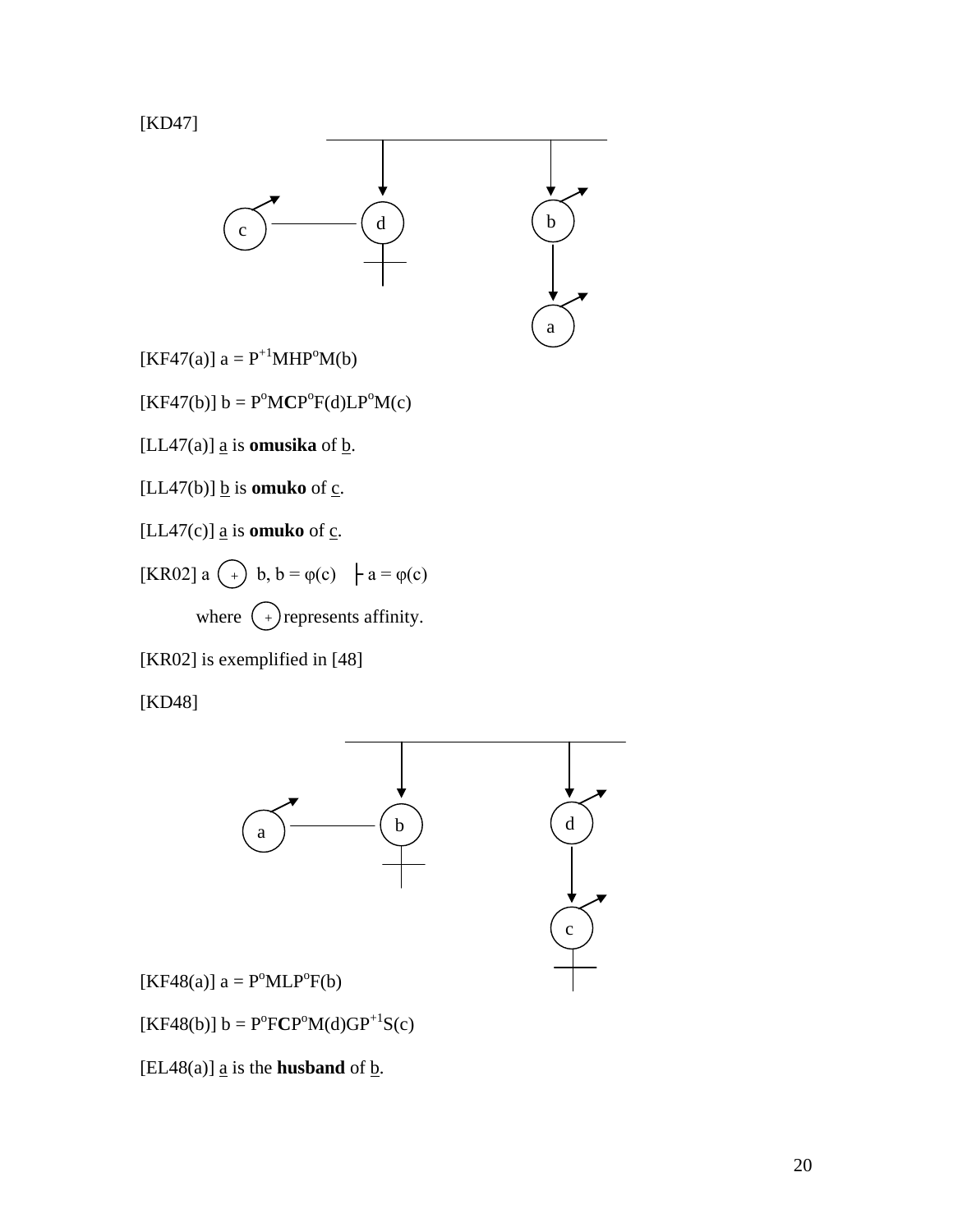[KD47]

[KF47(a)] a = $P^{+1}MHP^{o}M(b)$

[KF47(b)] b = $P^{o}M\mathbf{C}P^{o}F(d)LP^{o}M(c)$

[LL47(a)] a is **omusika** of b.

[LL47(b)] b is **omuko** of c.

[LL47(c)] a is **omuko** of c.

[KR02] a (+) b, b = φ(c) ├ a = φ(c)

where (+) represents affinity.

[KR02] is exemplified in [48]

[KD48]

[KF48(a)] a = $P^{o}MLP^{o}F(b)$

[KF48(b)] b = $P^{o}F\mathbf{C}P^{o}M(d)GP^{+1}S(c)$

[EL48(a)] a is the **husband** of b.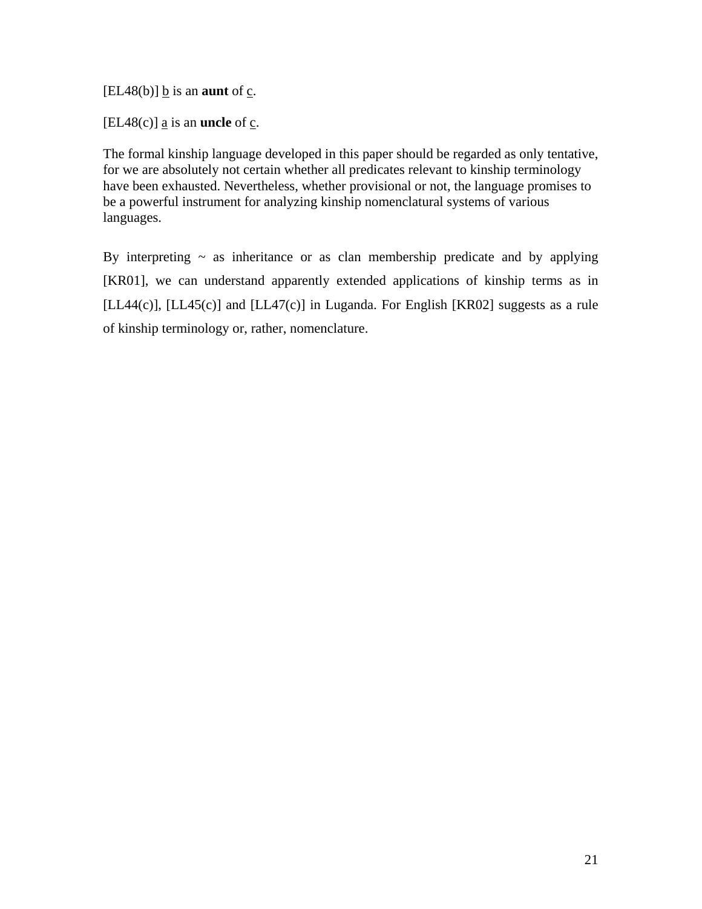[EL48(b)] <u>b</u> is an **aunt** of <u>c</u>.

[EL48(c)] <u>a</u> is an **uncle** of <u>c</u>.

The formal kinship language developed in this paper should be regarded as only tentative, for we are absolutely not certain whether all predicates relevant to kinship terminology have been exhausted. Nevertheless, whether provisional or not, the language promises to be a powerful instrument for analyzing kinship nomenclatural systems of various languages.

By interpreting ~ as inheritance or as clan membership predicate and by applying [KR01], we can understand apparently extended applications of kinship terms as in [LL44(c)], [LL45(c)] and [LL47(c)] in Luganda. For English [KR02] suggests as a rule of kinship terminology or, rather, nomenclature.